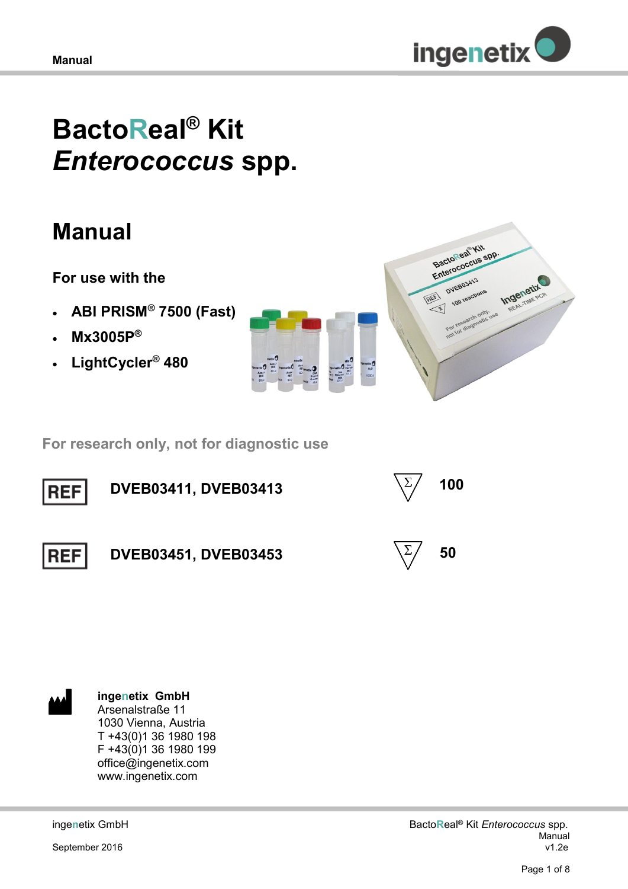# BactoReal® Kit *Enterococcus* spp.

## Manual

### For use with the

- **ABI PRISM® 7500 (Fast)**
- **Mx3005P®**
- **LightCycler® 480**

**For research only, not for diagnostic use**

| | | | |
|---|---|---|---|
| REF | **DVEB03411, DVEB03413** | Σ | **100** |
| REF | **DVEB03451, DVEB03453** | Σ | **50** |

**ingenetix GmbH**
Arsenalstraße 11
1030 Vienna, Austria
T +43(0)1 36 1980 198
F +43(0)1 36 1980 199
office@ingenetix.com
www.ingenetix.com

ingenetix GmbH
September 2016

BactoReal® Kit *Enterococcus* spp.
Manual
v1.2e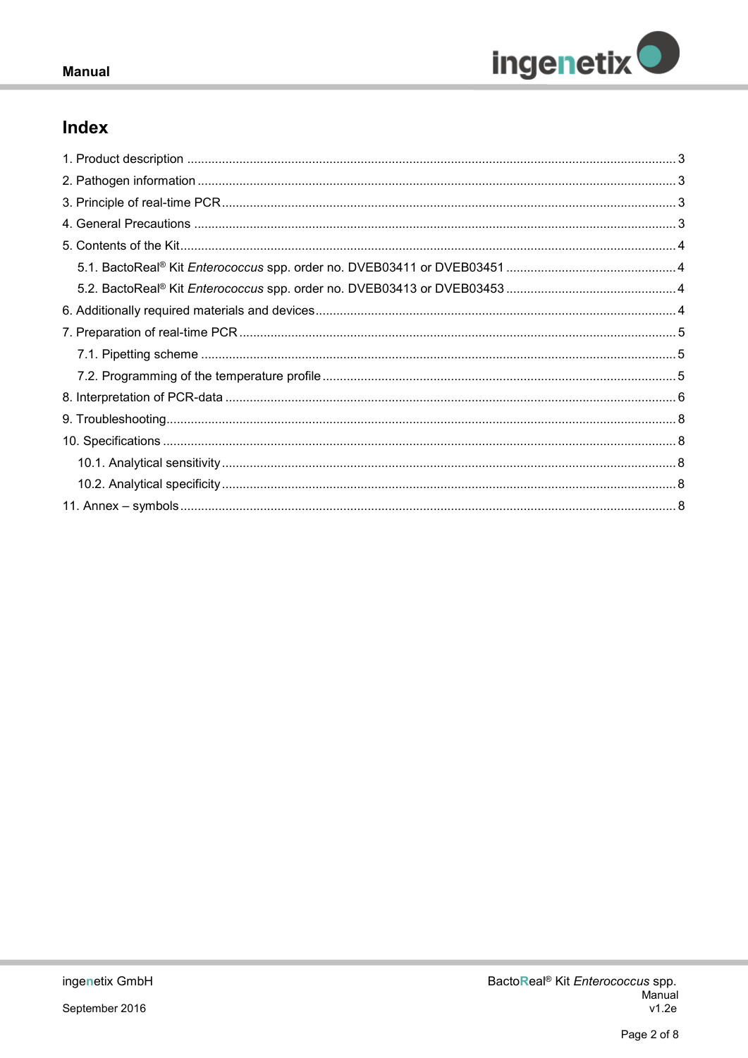# Index

1. Product description ... 3
2. Pathogen information ... 3
3. Principle of real-time PCR ... 3
4. General Precautions ... 3
5. Contents of the Kit ... 4
   - 5.1. BactoReal® Kit *Enterococcus* spp. order no. DVEB03411 or DVEB03451 ... 4
   - 5.2. BactoReal® Kit *Enterococcus* spp. order no. DVEB03413 or DVEB03453 ... 4
6. Additionally required materials and devices ... 4
7. Preparation of real-time PCR ... 5
   - 7.1. Pipetting scheme ... 5
   - 7.2. Programming of the temperature profile ... 5
8. Interpretation of PCR-data ... 6
9. Troubleshooting ... 8
10. Specifications ... 8
    - 10.1. Analytical sensitivity ... 8
    - 10.2. Analytical specificity ... 8
11. Annex – symbols ... 8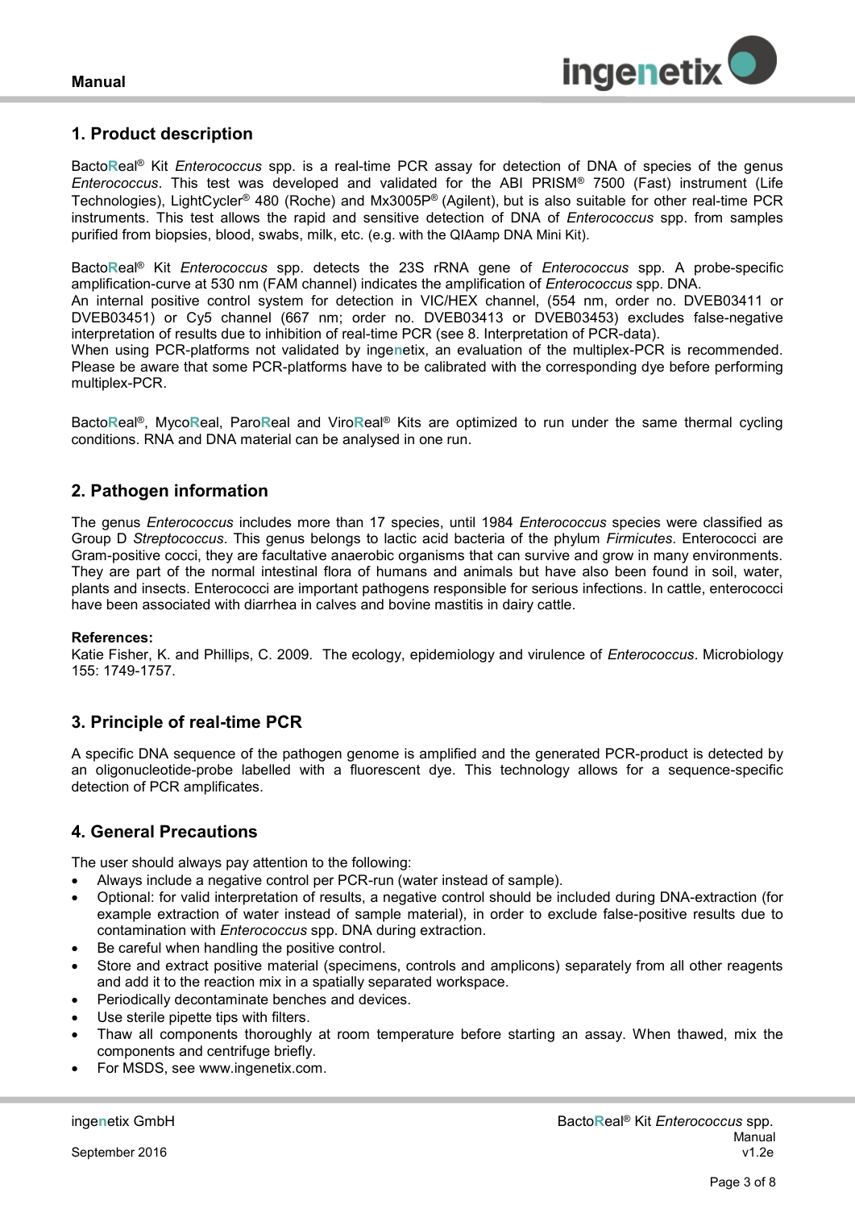## 1. Product description

BactoReal® Kit *Enterococcus* spp. is a real-time PCR assay for detection of DNA of species of the genus *Enterococcus*. This test was developed and validated for the ABI PRISM® 7500 (Fast) instrument (Life Technologies), LightCycler® 480 (Roche) and Mx3005P® (Agilent), but is also suitable for other real-time PCR instruments. This test allows the rapid and sensitive detection of DNA of *Enterococcus* spp. from samples purified from biopsies, blood, swabs, milk, etc. (e.g. with the QIAamp DNA Mini Kit).

BactoReal® Kit *Enterococcus* spp. detects the 23S rRNA gene of *Enterococcus* spp. A probe-specific amplification-curve at 530 nm (FAM channel) indicates the amplification of *Enterococcus* spp. DNA.
An internal positive control system for detection in VIC/HEX channel, (554 nm, order no. DVEB03411 or DVEB03451) or Cy5 channel (667 nm; order no. DVEB03413 or DVEB03453) excludes false-negative interpretation of results due to inhibition of real-time PCR (see 8. Interpretation of PCR-data).
When using PCR-platforms not validated by ingenetix, an evaluation of the multiplex-PCR is recommended. Please be aware that some PCR-platforms have to be calibrated with the corresponding dye before performing multiplex-PCR.

BactoReal®, MycoReal, ParoReal and ViroReal® Kits are optimized to run under the same thermal cycling conditions. RNA and DNA material can be analysed in one run.

## 2. Pathogen information

The genus *Enterococcus* includes more than 17 species, until 1984 *Enterococcus* species were classified as Group D *Streptococcus*. This genus belongs to lactic acid bacteria of the phylum *Firmicutes*. Enterococci are Gram-positive cocci, they are facultative anaerobic organisms that can survive and grow in many environments. They are part of the normal intestinal flora of humans and animals but have also been found in soil, water, plants and insects. Enterococci are important pathogens responsible for serious infections. In cattle, enterococci have been associated with diarrhea in calves and bovine mastitis in dairy cattle.

**References:**
Katie Fisher, K. and Phillips, C. 2009. The ecology, epidemiology and virulence of *Enterococcus*. Microbiology 155: 1749-1757.

## 3. Principle of real-time PCR

A specific DNA sequence of the pathogen genome is amplified and the generated PCR-product is detected by an oligonucleotide-probe labelled with a fluorescent dye. This technology allows for a sequence-specific detection of PCR amplificates.

## 4. General Precautions

The user should always pay attention to the following:

- Always include a negative control per PCR-run (water instead of sample).
- Optional: for valid interpretation of results, a negative control should be included during DNA-extraction (for example extraction of water instead of sample material), in order to exclude false-positive results due to contamination with *Enterococcus* spp. DNA during extraction.
- Be careful when handling the positive control.
- Store and extract positive material (specimens, controls and amplicons) separately from all other reagents and add it to the reaction mix in a spatially separated workspace.
- Periodically decontaminate benches and devices.
- Use sterile pipette tips with filters.
- Thaw all components thoroughly at room temperature before starting an assay. When thawed, mix the components and centrifuge briefly.
- For MSDS, see www.ingenetix.com.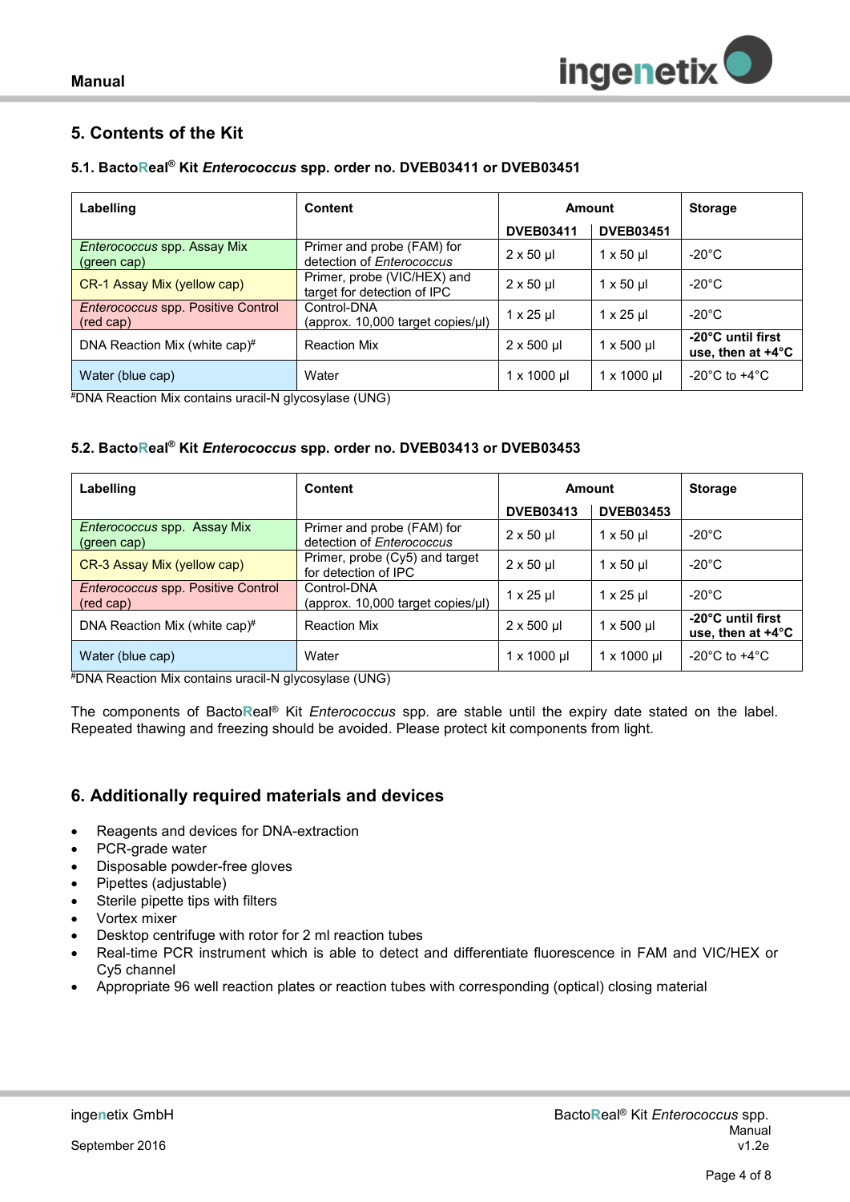## 5. Contents of the Kit

### 5.1. BactoReal® Kit *Enterococcus* spp. order no. DVEB03411 or DVEB03451

| Labelling | Content | Amount | | Storage |
|---|---|---|---|---|
| | | DVEB03411 | DVEB03451 | |
| *Enterococcus* spp. Assay Mix (green cap) | Primer and probe (FAM) for detection of *Enterococcus* | 2 x 50 µl | 1 x 50 µl | -20°C |
| CR-1 Assay Mix (yellow cap) | Primer, probe (VIC/HEX) and target for detection of IPC | 2 x 50 µl | 1 x 50 µl | -20°C |
| *Enterococcus* spp. Positive Control (red cap) | Control-DNA (approx. 10,000 target copies/µl) | 1 x 25 µl | 1 x 25 µl | -20°C |
| DNA Reaction Mix (white cap)# | Reaction Mix | 2 x 500 µl | 1 x 500 µl | **-20°C until first use, then at +4°C** |
| Water (blue cap) | Water | 1 x 1000 µl | 1 x 1000 µl | -20°C to +4°C |

#DNA Reaction Mix contains uracil-N glycosylase (UNG)

### 5.2. BactoReal® Kit *Enterococcus* spp. order no. DVEB03413 or DVEB03453

| Labelling | Content | Amount | | Storage |
|---|---|---|---|---|
| | | DVEB03413 | DVEB03453 | |
| *Enterococcus* spp. Assay Mix (green cap) | Primer and probe (FAM) for detection of *Enterococcus* | 2 x 50 µl | 1 x 50 µl | -20°C |
| CR-3 Assay Mix (yellow cap) | Primer, probe (Cy5) and target for detection of IPC | 2 x 50 µl | 1 x 50 µl | -20°C |
| *Enterococcus* spp. Positive Control (red cap) | Control-DNA (approx. 10,000 target copies/µl) | 1 x 25 µl | 1 x 25 µl | -20°C |
| DNA Reaction Mix (white cap)# | Reaction Mix | 2 x 500 µl | 1 x 500 µl | **-20°C until first use, then at +4°C** |
| Water (blue cap) | Water | 1 x 1000 µl | 1 x 1000 µl | -20°C to +4°C |

#DNA Reaction Mix contains uracil-N glycosylase (UNG)

The components of BactoReal® Kit *Enterococcus* spp. are stable until the expiry date stated on the label. Repeated thawing and freezing should be avoided. Please protect kit components from light.

## 6. Additionally required materials and devices

- Reagents and devices for DNA-extraction
- PCR-grade water
- Disposable powder-free gloves
- Pipettes (adjustable)
- Sterile pipette tips with filters
- Vortex mixer
- Desktop centrifuge with rotor for 2 ml reaction tubes
- Real-time PCR instrument which is able to detect and differentiate fluorescence in FAM and VIC/HEX or Cy5 channel
- Appropriate 96 well reaction plates or reaction tubes with corresponding (optical) closing material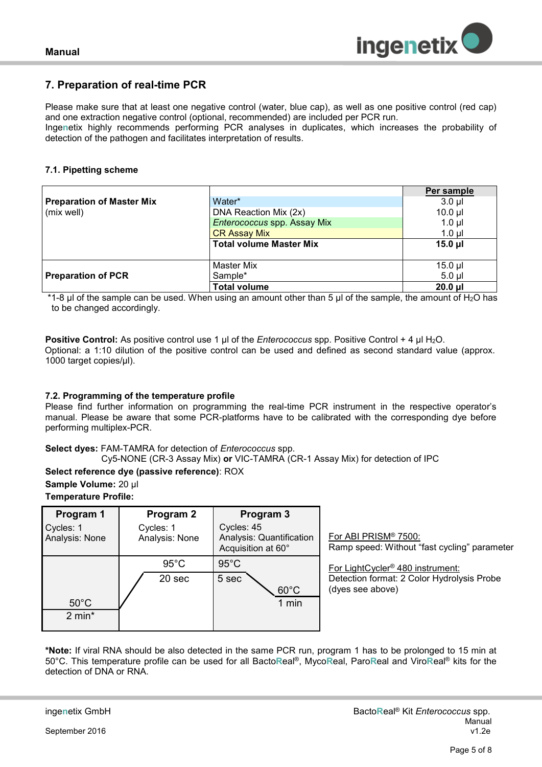## 7. Preparation of real-time PCR

Please make sure that at least one negative control (water, blue cap), as well as one positive control (red cap) and one extraction negative control (optional, recommended) are included per PCR run.
Ingenetix highly recommends performing PCR analyses in duplicates, which increases the probability of detection of the pathogen and facilitates interpretation of results.

### 7.1. Pipetting scheme

| | | Per sample |
|---|---|---|
| **Preparation of Master Mix** (mix well) | Water* | 3.0 µl |
| | DNA Reaction Mix (2x) | 10.0 µl |
| | *Enterococcus* spp. Assay Mix | 1.0 µl |
| | CR Assay Mix | 1.0 µl |
| | **Total volume Master Mix** | **15.0 µl** |
| **Preparation of PCR** | Master Mix | 15.0 µl |
| | Sample* | 5.0 µl |
| | **Total volume** | **20.0 µl** |

*1-8 µl of the sample can be used. When using an amount other than 5 µl of the sample, the amount of $H_2O$ has to be changed accordingly.

**Positive Control:** As positive control use 1 µl of the *Enterococcus* spp. Positive Control + 4 µl $H_2O$.
Optional: a 1:10 dilution of the positive control can be used and defined as second standard value (approx. 1000 target copies/µl).

### 7.2. Programming of the temperature profile

Please find further information on programming the real-time PCR instrument in the respective operator's manual. Please be aware that some PCR-platforms have to be calibrated with the corresponding dye before performing multiplex-PCR.

**Select dyes:** FAM-TAMRA for detection of *Enterococcus* spp.
Cy5-NONE (CR-3 Assay Mix) **or** VIC-TAMRA (CR-1 Assay Mix) for detection of IPC

**Select reference dye (passive reference)**: ROX

**Sample Volume:** 20 µl

**Temperature Profile:**

| Program 1 | Program 2 | Program 3 |
|---|---|---|
| Cycles: 1<br>Analysis: None | Cycles: 1<br>Analysis: None | Cycles: 45<br>Analysis: Quantification<br>Acquisition at 60° |
| 50°C<br>2 min* | 95°C<br>20 sec | 95°C 5 sec<br>60°C 1 min |

For ABI PRISM® 7500:
Ramp speed: Without "fast cycling" parameter

For LightCycler® 480 instrument:
Detection format: 2 Color Hydrolysis Probe (dyes see above)

***Note:** If viral RNA should be also detected in the same PCR run, program 1 has to be prolonged to 15 min at 50°C. This temperature profile can be used for all BactoReal®, MycoReal, ParoReal and ViroReal® kits for the detection of DNA or RNA.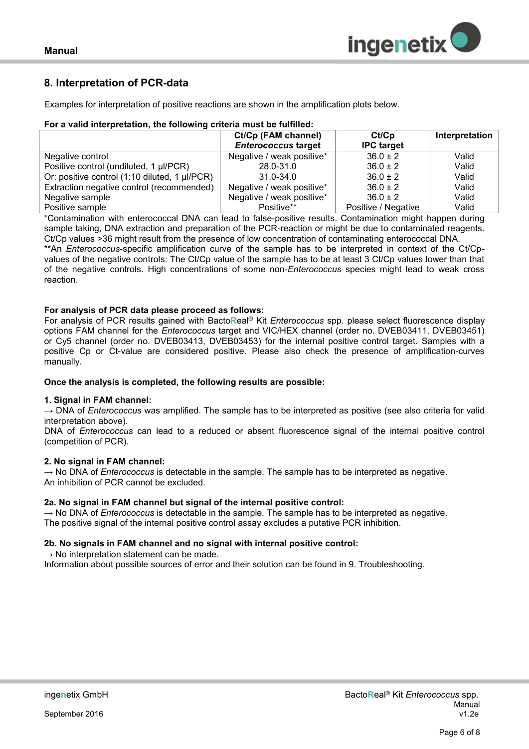## 8. Interpretation of PCR-data

Examples for interpretation of positive reactions are shown in the amplification plots below.

**For a valid interpretation, the following criteria must be fulfilled:**

| | Ct/Cp (FAM channel) ***Enterococcus* target** | Ct/Cp IPC target | Interpretation |
|---|---|---|---|
| Negative control | Negative / weak positive* | 36.0 ± 2 | Valid |
| Positive control (undiluted, 1 µl/PCR) | 28.0-31.0 | 36.0 ± 2 | Valid |
| Or: positive control (1:10 diluted, 1 µl/PCR) | 31.0-34.0 | 36.0 ± 2 | Valid |
| Extraction negative control (recommended) | Negative / weak positive* | 36.0 ± 2 | Valid |
| Negative sample | Negative / weak positive* | 36.0 ± 2 | Valid |
| Positive sample | Positive** | Positive / Negative | Valid |

*Contamination with enterococcal DNA can lead to false-positive results. Contamination might happen during sample taking, DNA extraction and preparation of the PCR-reaction or might be due to contaminated reagents. Ct/Cp values >36 might result from the presence of low concentration of contaminating enterococcal DNA.
**An *Enterococcus*-specific amplification curve of the sample has to be interpreted in context of the Ct/Cp-values of the negative controls: The Ct/Cp value of the sample has to be at least 3 Ct/Cp values lower than that of the negative controls. High concentrations of some non-*Enterococcus* species might lead to weak cross reaction.

**For analysis of PCR data please proceed as follows:**
For analysis of PCR results gained with BactoReal® Kit *Enterococcus* spp. please select fluorescence display options FAM channel for the *Enterococcus* target and VIC/HEX channel (order no. DVEB03411, DVEB03451) or Cy5 channel (order no. DVEB03413, DVEB03453) for the internal positive control target. Samples with a positive Cp or Ct-value are considered positive. Please also check the presence of amplification-curves manually.

**Once the analysis is completed, the following results are possible:**

**1. Signal in FAM channel:**
→ DNA of *Enterococcus* was amplified. The sample has to be interpreted as positive (see also criteria for valid interpretation above).
DNA of *Enterococcus* can lead to a reduced or absent fluorescence signal of the internal positive control (competition of PCR).

**2. No signal in FAM channel:**
→ No DNA of *Enterococcus* is detectable in the sample. The sample has to be interpreted as negative.
An inhibition of PCR cannot be excluded.

**2a. No signal in FAM channel but signal of the internal positive control:**
→ No DNA of *Enterococcus* is detectable in the sample. The sample has to be interpreted as negative.
The positive signal of the internal positive control assay excludes a putative PCR inhibition.

**2b. No signals in FAM channel and no signal with internal positive control:**
→ No interpretation statement can be made.
Information about possible sources of error and their solution can be found in 9. Troubleshooting.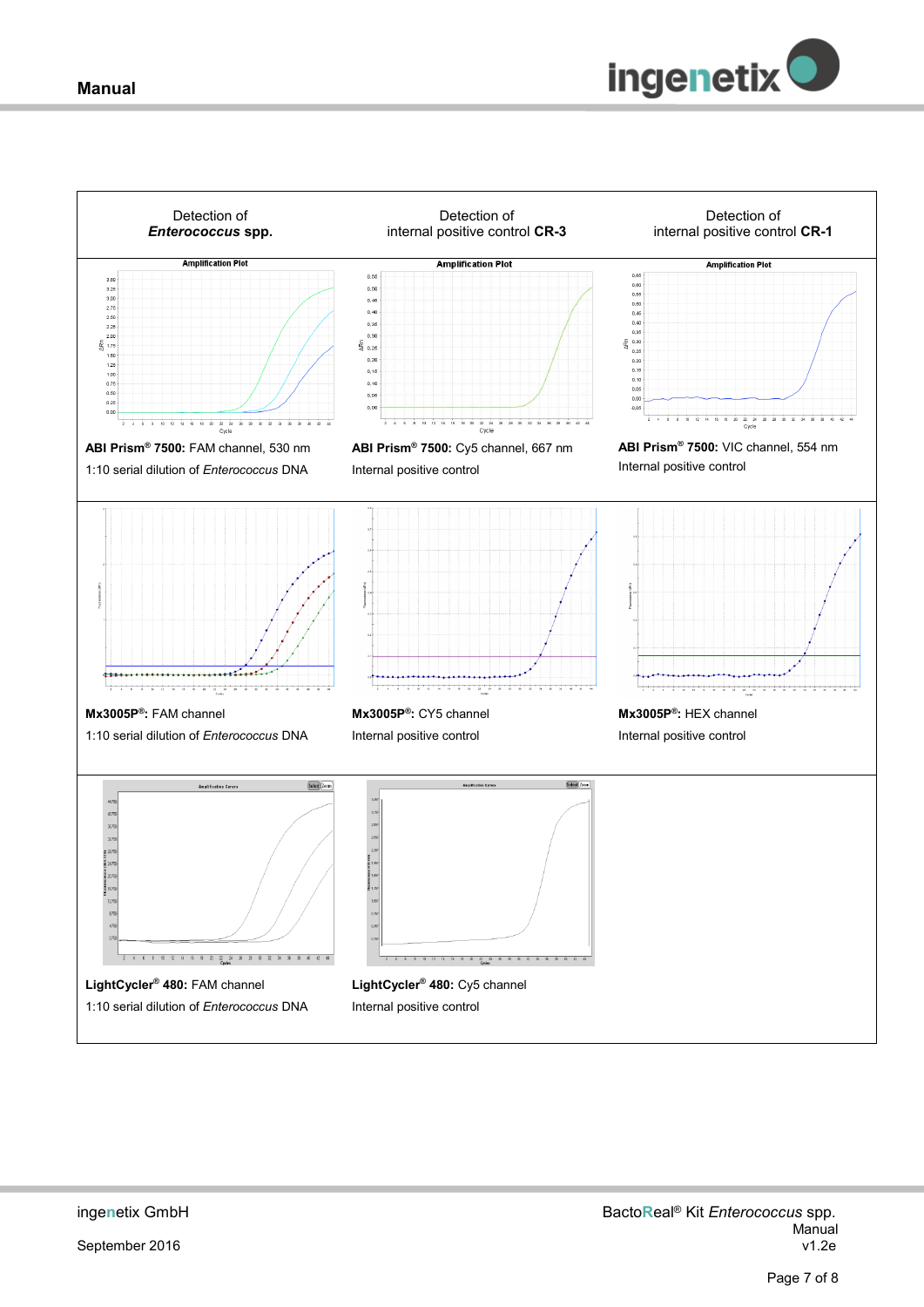| Detection of ***Enterococcus* spp.** | Detection of internal positive control **CR-3** | Detection of internal positive control **CR-1** |
|---|---|---|
| **ABI Prism® 7500:** FAM channel, 530 nm<br>1:10 serial dilution of *Enterococcus* DNA | **ABI Prism® 7500:** Cy5 channel, 667 nm<br>Internal positive control | **ABI Prism® 7500:** VIC channel, 554 nm<br>Internal positive control |
| **Mx3005P®:** FAM channel<br>1:10 serial dilution of *Enterococcus* DNA | **Mx3005P®:** CY5 channel<br>Internal positive control | **Mx3005P®:** HEX channel<br>Internal positive control |
| **LightCycler® 480:** FAM channel<br>1:10 serial dilution of *Enterococcus* DNA | **LightCycler® 480:** Cy5 channel<br>Internal positive control | |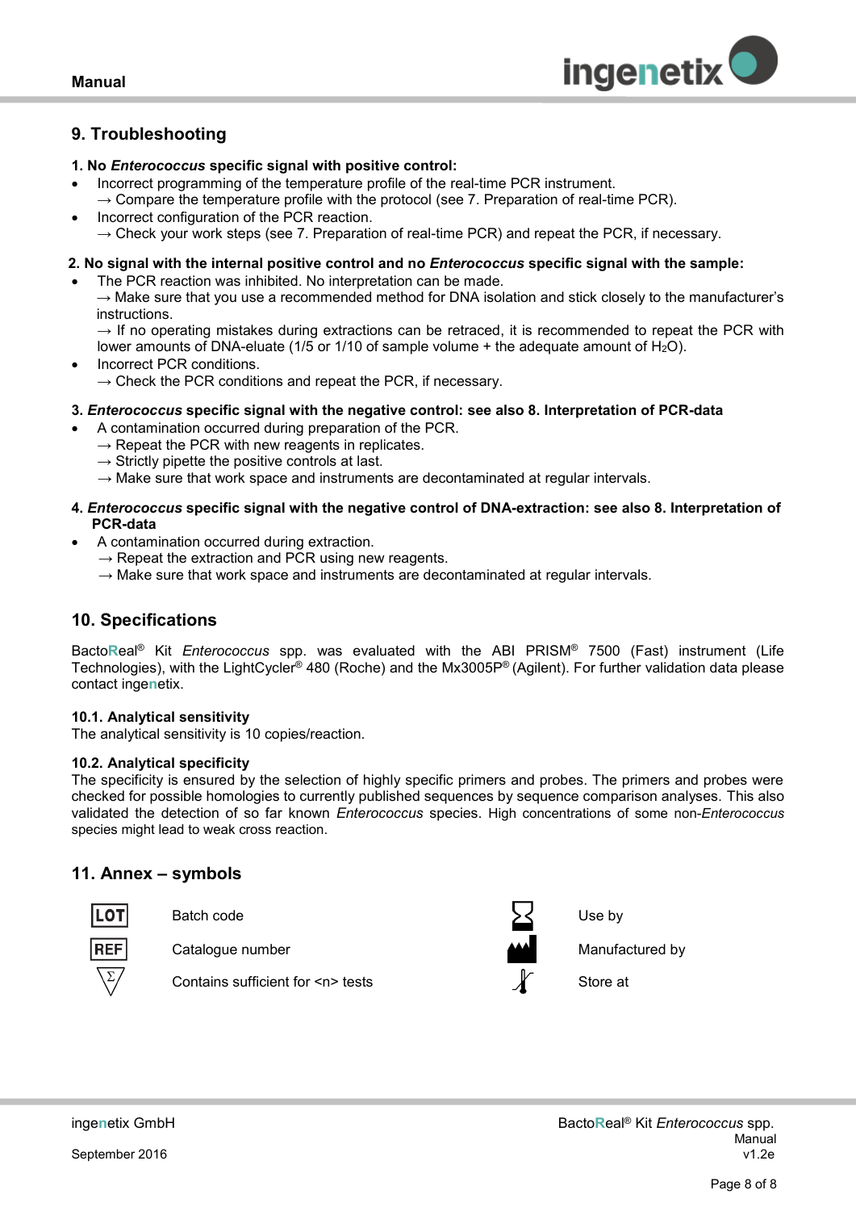## 9. Troubleshooting

**1. No *Enterococcus* specific signal with positive control:**

- Incorrect programming of the temperature profile of the real-time PCR instrument.
  → Compare the temperature profile with the protocol (see 7. Preparation of real-time PCR).
- Incorrect configuration of the PCR reaction.
  → Check your work steps (see 7. Preparation of real-time PCR) and repeat the PCR, if necessary.

**2. No signal with the internal positive control and no *Enterococcus* specific signal with the sample:**

- The PCR reaction was inhibited. No interpretation can be made.
  → Make sure that you use a recommended method for DNA isolation and stick closely to the manufacturer's instructions.
  → If no operating mistakes during extractions can be retraced, it is recommended to repeat the PCR with lower amounts of DNA-eluate (1/5 or 1/10 of sample volume + the adequate amount of $H_2O$).
- Incorrect PCR conditions.
  → Check the PCR conditions and repeat the PCR, if necessary.

**3. *Enterococcus* specific signal with the negative control: see also 8. Interpretation of PCR-data**

- A contamination occurred during preparation of the PCR.
  → Repeat the PCR with new reagents in replicates.
  → Strictly pipette the positive controls at last.
  → Make sure that work space and instruments are decontaminated at regular intervals.

**4. *Enterococcus* specific signal with the negative control of DNA-extraction: see also 8. Interpretation of PCR-data**

- A contamination occurred during extraction.
  → Repeat the extraction and PCR using new reagents.
  → Make sure that work space and instruments are decontaminated at regular intervals.

## 10. Specifications

BactoReal® Kit *Enterococcus* spp. was evaluated with the ABI PRISM® 7500 (Fast) instrument (Life Technologies), with the LightCycler® 480 (Roche) and the Mx3005P® (Agilent). For further validation data please contact ingenetix.

### 10.1. Analytical sensitivity

The analytical sensitivity is 10 copies/reaction.

### 10.2. Analytical specificity

The specificity is ensured by the selection of highly specific primers and probes. The primers and probes were checked for possible homologies to currently published sequences by sequence comparison analyses. This also validated the detection of so far known *Enterococcus* species. High concentrations of some non-*Enterococcus* species might lead to weak cross reaction.

## 11. Annex – symbols

| | | | |
|---|---|---|---|
| LOT | Batch code | ⌛ | Use by |
| REF | Catalogue number | 🏭 | Manufactured by |
| Σ | Contains sufficient for <n> tests | 🌡 | Store at |